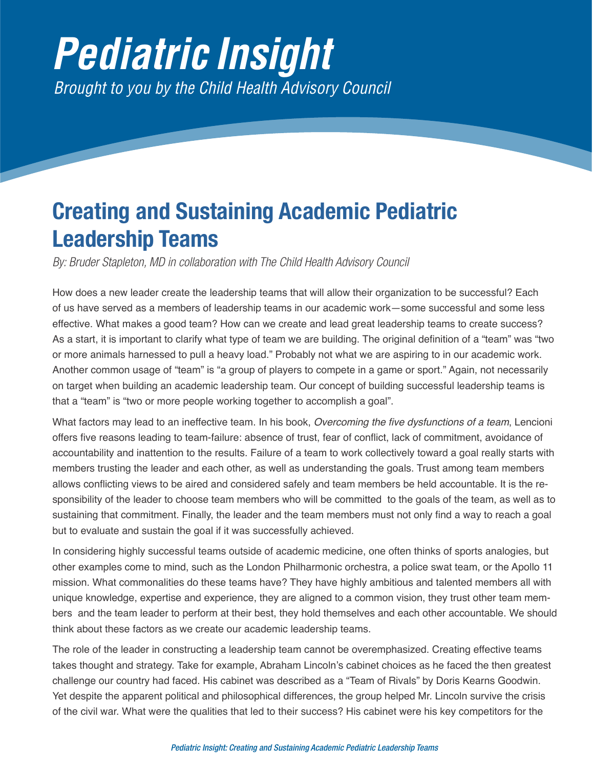# Pediatric Insight

*Brought to you by the Child Health Advisory Council*

## Creating and Sustaining Academic Pediatric Leadership Teams

*By: Bruder Stapleton, MD in collaboration with The Child Health Advisory Council*

How does a new leader create the leadership teams that will allow their organization to be successful? Each of us have served as a members of leadership teams in our academic work—some successful and some less effective. What makes a good team? How can we create and lead great leadership teams to create success? As a start, it is important to clarify what type of team we are building. The original definition of a "team" was "two or more animals harnessed to pull a heavy load." Probably not what we are aspiring to in our academic work. Another common usage of "team" is "a group of players to compete in a game or sport." Again, not necessarily on target when building an academic leadership team. Our concept of building successful leadership teams is that a "team" is "two or more people working together to accomplish a goal".

What factors may lead to an ineffective team. In his book, *Overcoming the five dysfunctions of a team*, Lencioni offers five reasons leading to team-failure: absence of trust, fear of conflict, lack of commitment, avoidance of accountability and inattention to the results. Failure of a team to work collectively toward a goal really starts with members trusting the leader and each other, as well as understanding the goals. Trust among team members allows conflicting views to be aired and considered safely and team members be held accountable. It is the responsibility of the leader to choose team members who will be committed to the goals of the team, as well as to sustaining that commitment. Finally, the leader and the team members must not only find a way to reach a goal but to evaluate and sustain the goal if it was successfully achieved.

In considering highly successful teams outside of academic medicine, one often thinks of sports analogies, but other examples come to mind, such as the London Philharmonic orchestra, a police swat team, or the Apollo 11 mission. What commonalities do these teams have? They have highly ambitious and talented members all with unique knowledge, expertise and experience, they are aligned to a common vision, they trust other team members and the team leader to perform at their best, they hold themselves and each other accountable. We should think about these factors as we create our academic leadership teams.

The role of the leader in constructing a leadership team cannot be overemphasized. Creating effective teams takes thought and strategy. Take for example, Abraham Lincoln's cabinet choices as he faced the then greatest challenge our country had faced. His cabinet was described as a "Team of Rivals" by Doris Kearns Goodwin. Yet despite the apparent political and philosophical differences, the group helped Mr. Lincoln survive the crisis of the civil war. What were the qualities that led to their success? His cabinet were his key competitors for the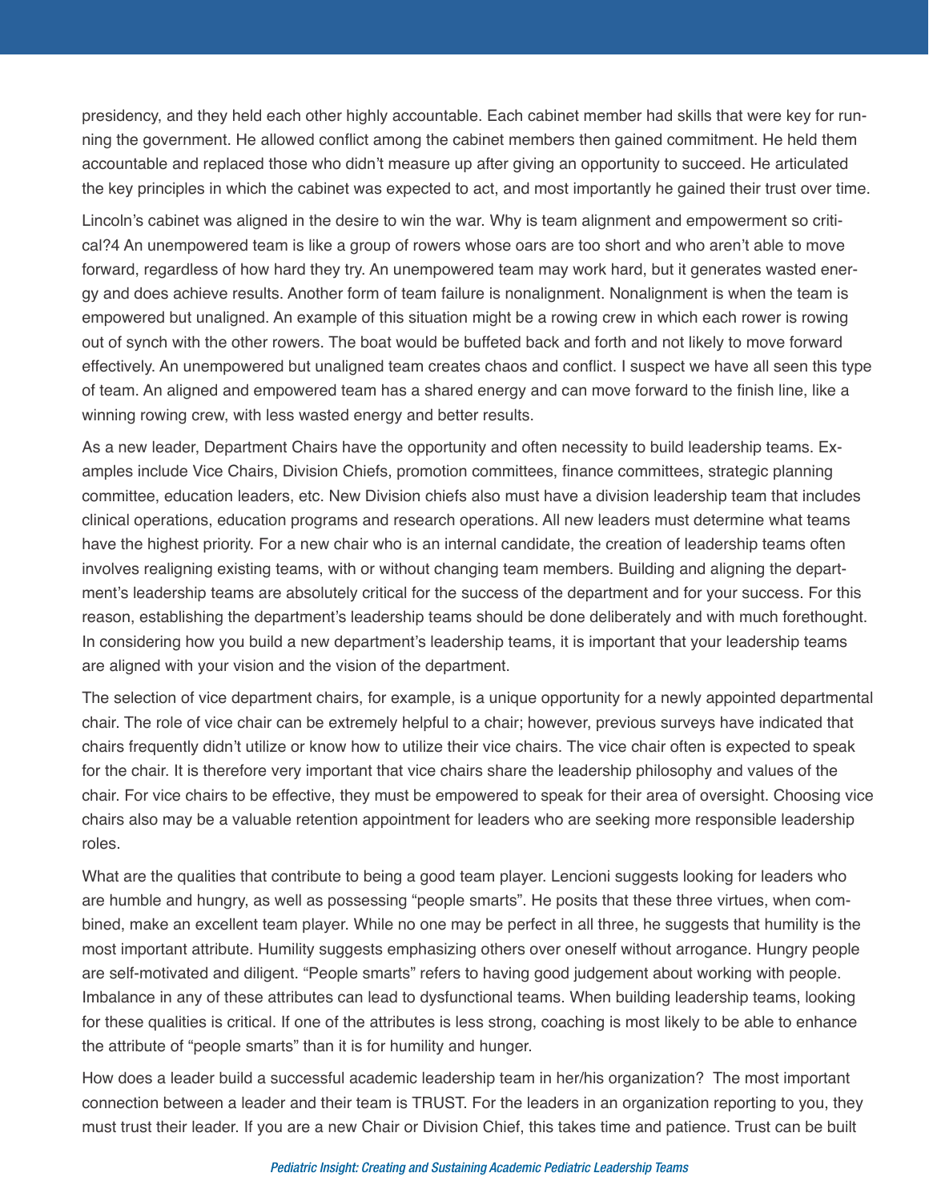presidency, and they held each other highly accountable. Each cabinet member had skills that were key for running the government. He allowed conflict among the cabinet members then gained commitment. He held them accountable and replaced those who didn't measure up after giving an opportunity to succeed. He articulated the key principles in which the cabinet was expected to act, and most importantly he gained their trust over time.

Lincoln's cabinet was aligned in the desire to win the war. Why is team alignment and empowerment so critical?4 An unempowered team is like a group of rowers whose oars are too short and who aren't able to move forward, regardless of how hard they try. An unempowered team may work hard, but it generates wasted energy and does achieve results. Another form of team failure is nonalignment. Nonalignment is when the team is empowered but unaligned. An example of this situation might be a rowing crew in which each rower is rowing out of synch with the other rowers. The boat would be buffeted back and forth and not likely to move forward effectively. An unempowered but unaligned team creates chaos and conflict. I suspect we have all seen this type of team. An aligned and empowered team has a shared energy and can move forward to the finish line, like a winning rowing crew, with less wasted energy and better results.

As a new leader, Department Chairs have the opportunity and often necessity to build leadership teams. Examples include Vice Chairs, Division Chiefs, promotion committees, finance committees, strategic planning committee, education leaders, etc. New Division chiefs also must have a division leadership team that includes clinical operations, education programs and research operations. All new leaders must determine what teams have the highest priority. For a new chair who is an internal candidate, the creation of leadership teams often involves realigning existing teams, with or without changing team members. Building and aligning the department's leadership teams are absolutely critical for the success of the department and for your success. For this reason, establishing the department's leadership teams should be done deliberately and with much forethought. In considering how you build a new department's leadership teams, it is important that your leadership teams are aligned with your vision and the vision of the department.

The selection of vice department chairs, for example, is a unique opportunity for a newly appointed departmental chair. The role of vice chair can be extremely helpful to a chair; however, previous surveys have indicated that chairs frequently didn't utilize or know how to utilize their vice chairs. The vice chair often is expected to speak for the chair. It is therefore very important that vice chairs share the leadership philosophy and values of the chair. For vice chairs to be effective, they must be empowered to speak for their area of oversight. Choosing vice chairs also may be a valuable retention appointment for leaders who are seeking more responsible leadership roles.

What are the qualities that contribute to being a good team player. Lencioni suggests looking for leaders who are humble and hungry, as well as possessing "people smarts". He posits that these three virtues, when combined, make an excellent team player. While no one may be perfect in all three, he suggests that humility is the most important attribute. Humility suggests emphasizing others over oneself without arrogance. Hungry people are self-motivated and diligent. "People smarts" refers to having good judgement about working with people. Imbalance in any of these attributes can lead to dysfunctional teams. When building leadership teams, looking for these qualities is critical. If one of the attributes is less strong, coaching is most likely to be able to enhance the attribute of "people smarts" than it is for humility and hunger.

How does a leader build a successful academic leadership team in her/his organization? The most important connection between a leader and their team is TRUST. For the leaders in an organization reporting to you, they must trust their leader. If you are a new Chair or Division Chief, this takes time and patience. Trust can be built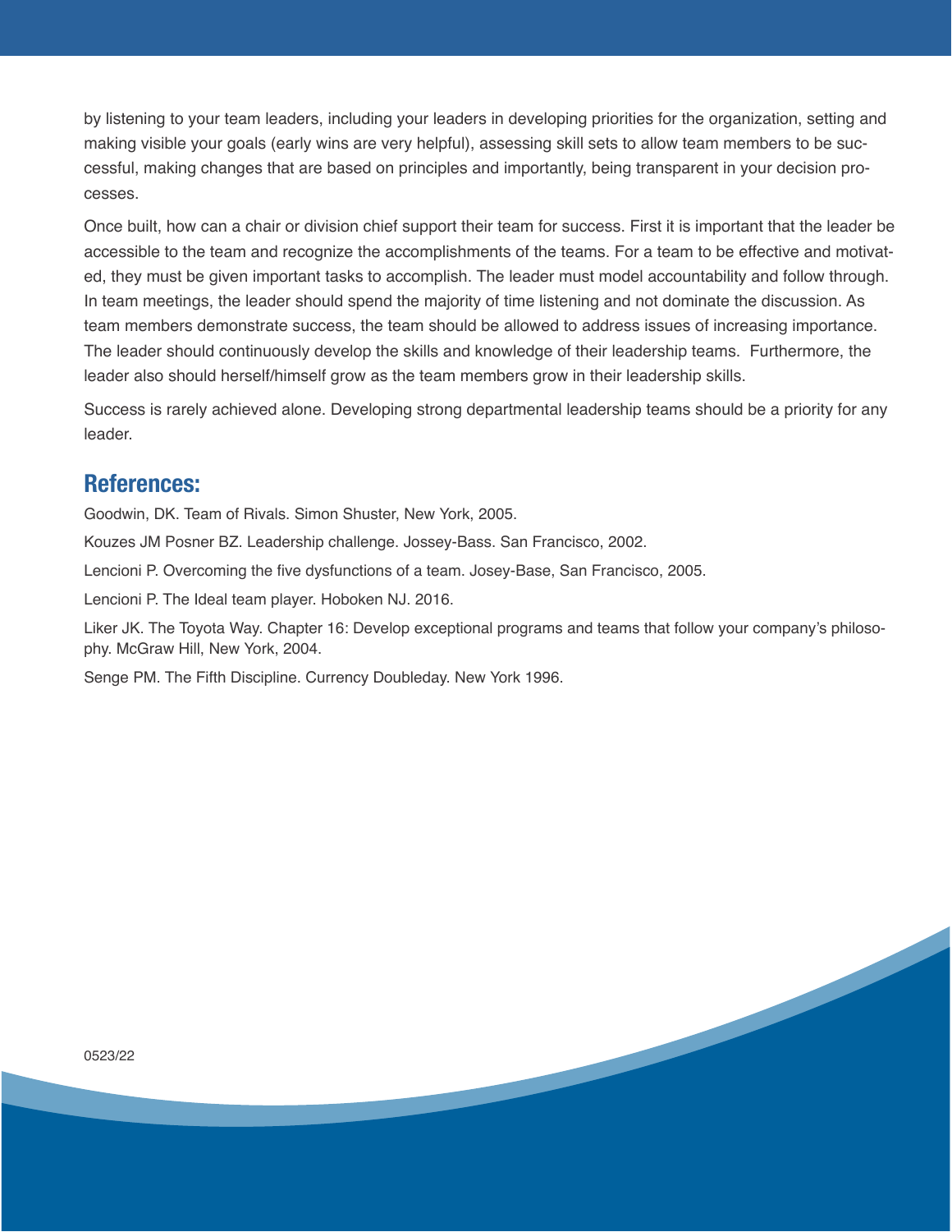by listening to your team leaders, including your leaders in developing priorities for the organization, setting and making visible your goals (early wins are very helpful), assessing skill sets to allow team members to be successful, making changes that are based on principles and importantly, being transparent in your decision processes.

Once built, how can a chair or division chief support their team for success. First it is important that the leader be accessible to the team and recognize the accomplishments of the teams. For a team to be effective and motivated, they must be given important tasks to accomplish. The leader must model accountability and follow through. In team meetings, the leader should spend the majority of time listening and not dominate the discussion. As team members demonstrate success, the team should be allowed to address issues of increasing importance. The leader should continuously develop the skills and knowledge of their leadership teams. Furthermore, the leader also should herself/himself grow as the team members grow in their leadership skills.

Success is rarely achieved alone. Developing strong departmental leadership teams should be a priority for any leader.

## References:

Goodwin, DK. Team of Rivals. Simon Shuster, New York, 2005.

Kouzes JM Posner BZ. Leadership challenge. Jossey-Bass. San Francisco, 2002.

Lencioni P. Overcoming the five dysfunctions of a team. Josey-Base, San Francisco, 2005.

Lencioni P. The Ideal team player. Hoboken NJ. 2016.

Liker JK. The Toyota Way. Chapter 16: Develop exceptional programs and teams that follow your company's philosophy. McGraw Hill, New York, 2004.

Senge PM. The Fifth Discipline. Currency Doubleday. New York 1996.

0523/22